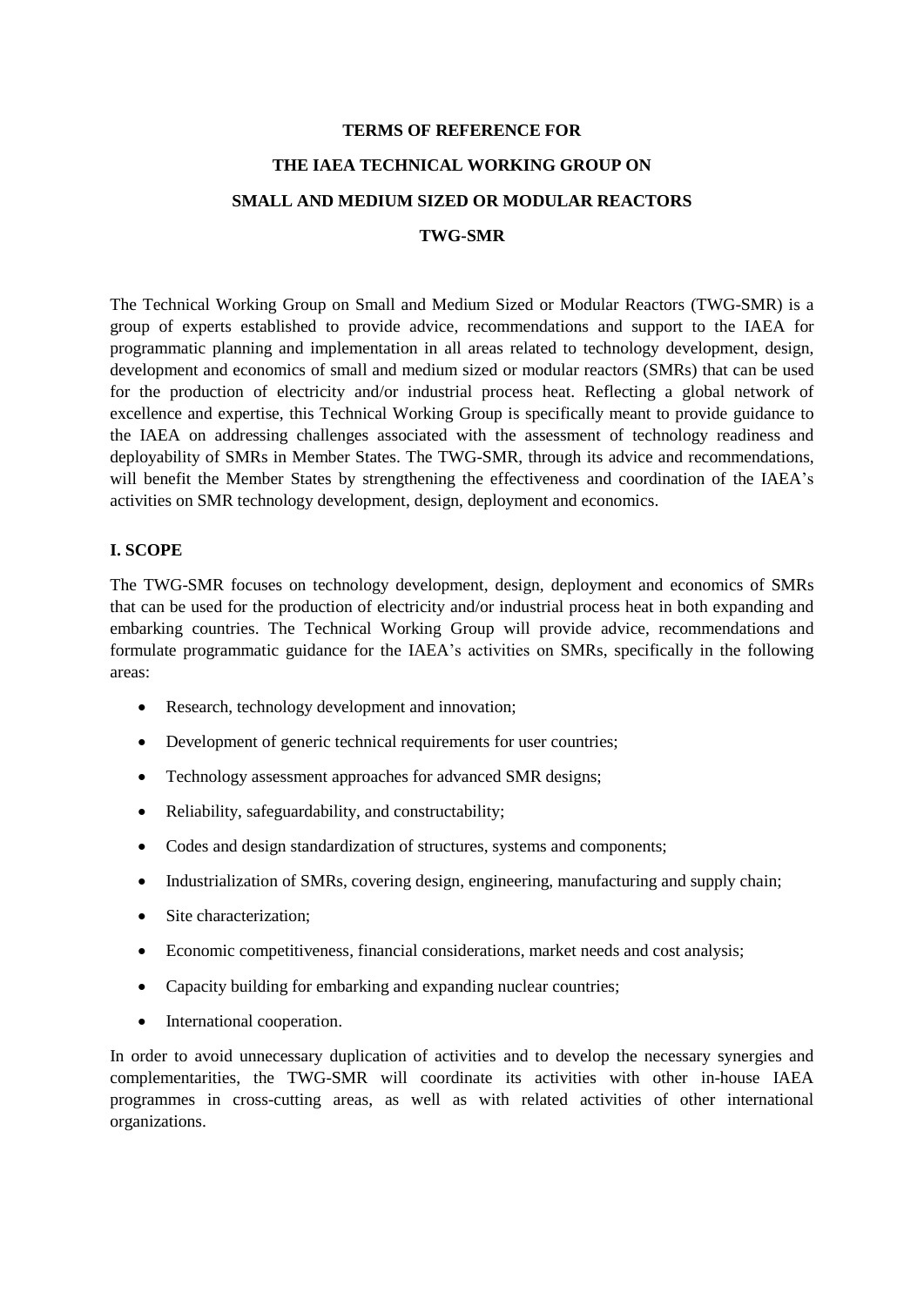# TERMS OF REFERENCE FOR

# THE IAEA TECHNICAL WORKING GROUP ON

# SMALL AND MEDIUM SIZED OR MODULAR REACTORS

# TWG-SMR

The Technical Working Group on Small and Medium Sized or Modular Reactors (TWG-SMR) is a group of experts established to provide advice, recommendations and support to the IAEA for programmatic planning and implementation in all areas related to technology development, design, development and economics of small and medium sized or modular reactors (SMRs) that can be used for the production of electricity and/or industrial process heat. Reflecting a global network of excellence and expertise, this Technical Working Group is specifically meant to provide guidance to the IAEA on addressing challenges associated with the assessment of technology readiness and deployability of SMRs in Member States. The TWG-SMR, through its advice and recommendations, will benefit the Member States by strengthening the effectiveness and coordination of the IAEA's activities on SMR technology development, design, deployment and economics.

## I. SCOPE

The TWG-SMR focuses on technology development, design, deployment and economics of SMRs that can be used for the production of electricity and/or industrial process heat in both expanding and embarking countries. The Technical Working Group will provide advice, recommendations and formulate programmatic guidance for the IAEA's activities on SMRs, specifically in the following areas:

- Research, technology development and innovation;
- Development of generic technical requirements for user countries;
- Technology assessment approaches for advanced SMR designs;
- Reliability, safeguardability, and constructability;
- Codes and design standardization of structures, systems and components;
- Industrialization of SMRs, covering design, engineering, manufacturing and supply chain;
- Site characterization;
- Economic competitiveness, financial considerations, market needs and cost analysis;
- Capacity building for embarking and expanding nuclear countries;
- International cooperation.

In order to avoid unnecessary duplication of activities and to develop the necessary synergies and complementarities, the TWG-SMR will coordinate its activities with other in-house IAEA programmes in cross-cutting areas, as well as with related activities of other international organizations.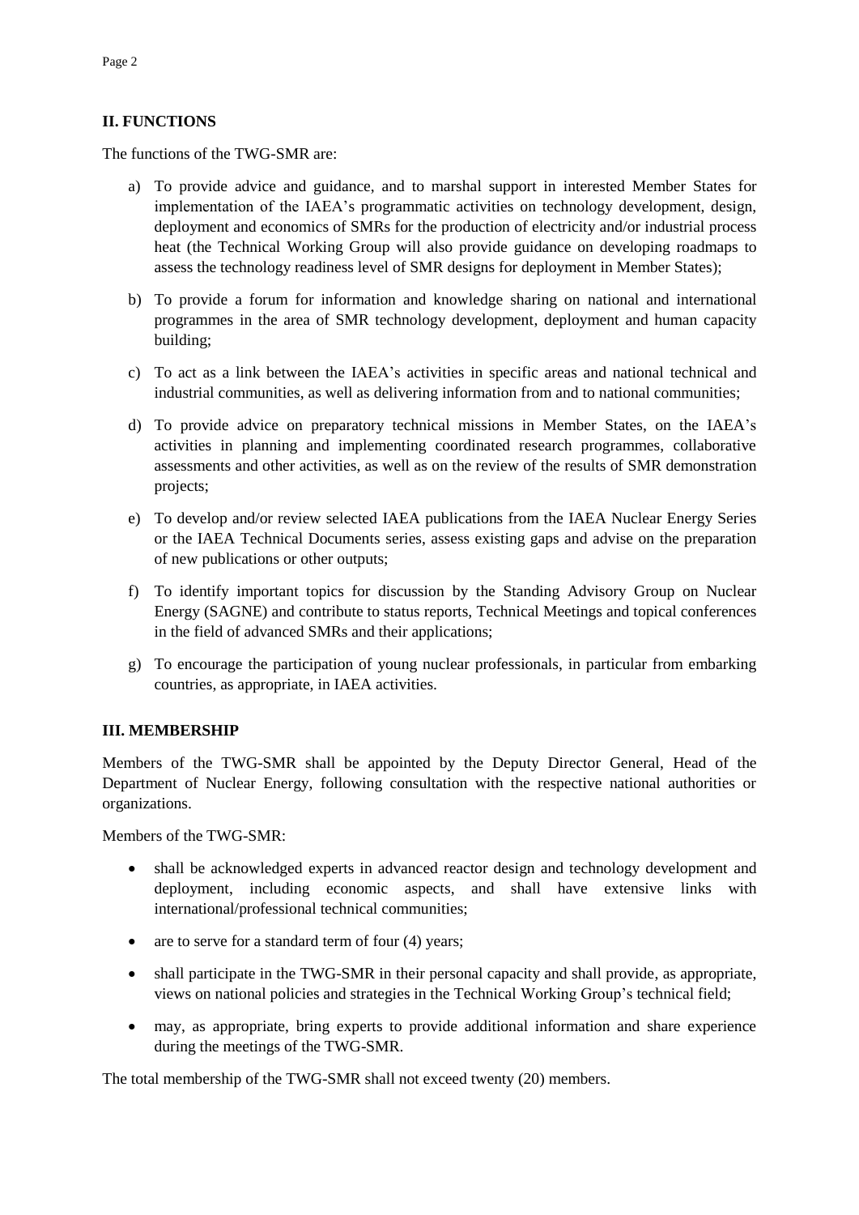## II. FUNCTIONS

The functions of the TWG-SMR are:

a) To provide advice and guidance, and to marshal support in interested Member States for implementation of the IAEA's programmatic activities on technology development, design, deployment and economics of SMRs for the production of electricity and/or industrial process heat (the Technical Working Group will also provide guidance on developing roadmaps to assess the technology readiness level of SMR designs for deployment in Member States);

b) To provide a forum for information and knowledge sharing on national and international programmes in the area of SMR technology development, deployment and human capacity building;

c) To act as a link between the IAEA's activities in specific areas and national technical and industrial communities, as well as delivering information from and to national communities;

d) To provide advice on preparatory technical missions in Member States, on the IAEA's activities in planning and implementing coordinated research programmes, collaborative assessments and other activities, as well as on the review of the results of SMR demonstration projects;

e) To develop and/or review selected IAEA publications from the IAEA Nuclear Energy Series or the IAEA Technical Documents series, assess existing gaps and advise on the preparation of new publications or other outputs;

f) To identify important topics for discussion by the Standing Advisory Group on Nuclear Energy (SAGNE) and contribute to status reports, Technical Meetings and topical conferences in the field of advanced SMRs and their applications;

g) To encourage the participation of young nuclear professionals, in particular from embarking countries, as appropriate, in IAEA activities.

## III. MEMBERSHIP

Members of the TWG-SMR shall be appointed by the Deputy Director General, Head of the Department of Nuclear Energy, following consultation with the respective national authorities or organizations.

Members of the TWG-SMR:

- shall be acknowledged experts in advanced reactor design and technology development and deployment, including economic aspects, and shall have extensive links with international/professional technical communities;
- are to serve for a standard term of four (4) years;
- shall participate in the TWG-SMR in their personal capacity and shall provide, as appropriate, views on national policies and strategies in the Technical Working Group's technical field;
- may, as appropriate, bring experts to provide additional information and share experience during the meetings of the TWG-SMR.

The total membership of the TWG-SMR shall not exceed twenty (20) members.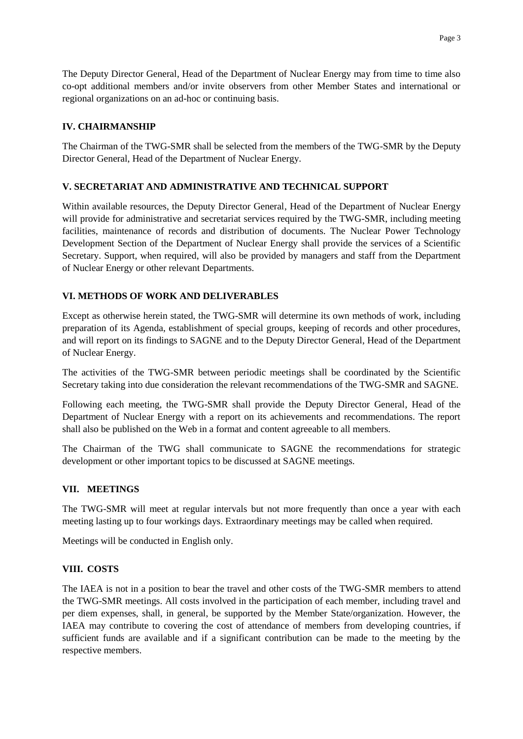The Deputy Director General, Head of the Department of Nuclear Energy may from time to time also co-opt additional members and/or invite observers from other Member States and international or regional organizations on an ad-hoc or continuing basis.

## IV. CHAIRMANSHIP

The Chairman of the TWG-SMR shall be selected from the members of the TWG-SMR by the Deputy Director General, Head of the Department of Nuclear Energy.

## V. SECRETARIAT AND ADMINISTRATIVE AND TECHNICAL SUPPORT

Within available resources, the Deputy Director General, Head of the Department of Nuclear Energy will provide for administrative and secretariat services required by the TWG-SMR, including meeting facilities, maintenance of records and distribution of documents. The Nuclear Power Technology Development Section of the Department of Nuclear Energy shall provide the services of a Scientific Secretary. Support, when required, will also be provided by managers and staff from the Department of Nuclear Energy or other relevant Departments.

## VI. METHODS OF WORK AND DELIVERABLES

Except as otherwise herein stated, the TWG-SMR will determine its own methods of work, including preparation of its Agenda, establishment of special groups, keeping of records and other procedures, and will report on its findings to SAGNE and to the Deputy Director General, Head of the Department of Nuclear Energy.

The activities of the TWG-SMR between periodic meetings shall be coordinated by the Scientific Secretary taking into due consideration the relevant recommendations of the TWG-SMR and SAGNE.

Following each meeting, the TWG-SMR shall provide the Deputy Director General, Head of the Department of Nuclear Energy with a report on its achievements and recommendations. The report shall also be published on the Web in a format and content agreeable to all members.

The Chairman of the TWG shall communicate to SAGNE the recommendations for strategic development or other important topics to be discussed at SAGNE meetings.

## VII. MEETINGS

The TWG-SMR will meet at regular intervals but not more frequently than once a year with each meeting lasting up to four workings days. Extraordinary meetings may be called when required.

Meetings will be conducted in English only.

## VIII. COSTS

The IAEA is not in a position to bear the travel and other costs of the TWG-SMR members to attend the TWG-SMR meetings. All costs involved in the participation of each member, including travel and per diem expenses, shall, in general, be supported by the Member State/organization. However, the IAEA may contribute to covering the cost of attendance of members from developing countries, if sufficient funds are available and if a significant contribution can be made to the meeting by the respective members.